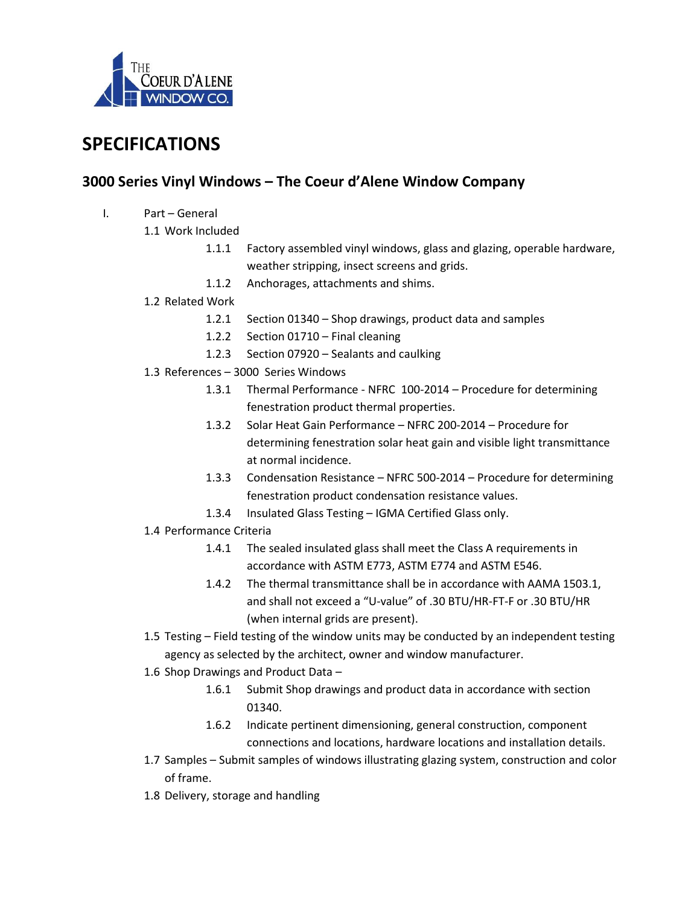THE COEUR D'ALENE WINDOW CO.

# SPECIFICATIONS

## 3000 Series Vinyl Windows – The Coeur d'Alene Window Company

I. Part – General

1.1 Work Included

- 1.1.1 Factory assembled vinyl windows, glass and glazing, operable hardware, weather stripping, insect screens and grids.
- 1.1.2 Anchorages, attachments and shims.

1.2 Related Work

- 1.2.1 Section 01340 – Shop drawings, product data and samples
- 1.2.2 Section 01710 – Final cleaning
- 1.2.3 Section 07920 – Sealants and caulking

1.3 References – 3000 Series Windows

- 1.3.1 Thermal Performance - NFRC 100-2014 – Procedure for determining fenestration product thermal properties.
- 1.3.2 Solar Heat Gain Performance – NFRC 200-2014 – Procedure for determining fenestration solar heat gain and visible light transmittance at normal incidence.
- 1.3.3 Condensation Resistance – NFRC 500-2014 – Procedure for determining fenestration product condensation resistance values.
- 1.3.4 Insulated Glass Testing – IGMA Certified Glass only.

1.4 Performance Criteria

- 1.4.1 The sealed insulated glass shall meet the Class A requirements in accordance with ASTM E773, ASTM E774 and ASTM E546.
- 1.4.2 The thermal transmittance shall be in accordance with AAMA 1503.1, and shall not exceed a "U-value" of .30 BTU/HR-FT-F or .30 BTU/HR (when internal grids are present).

1.5 Testing – Field testing of the window units may be conducted by an independent testing agency as selected by the architect, owner and window manufacturer.

1.6 Shop Drawings and Product Data –

- 1.6.1 Submit Shop drawings and product data in accordance with section 01340.
- 1.6.2 Indicate pertinent dimensioning, general construction, component connections and locations, hardware locations and installation details.

1.7 Samples – Submit samples of windows illustrating glazing system, construction and color of frame.

1.8 Delivery, storage and handling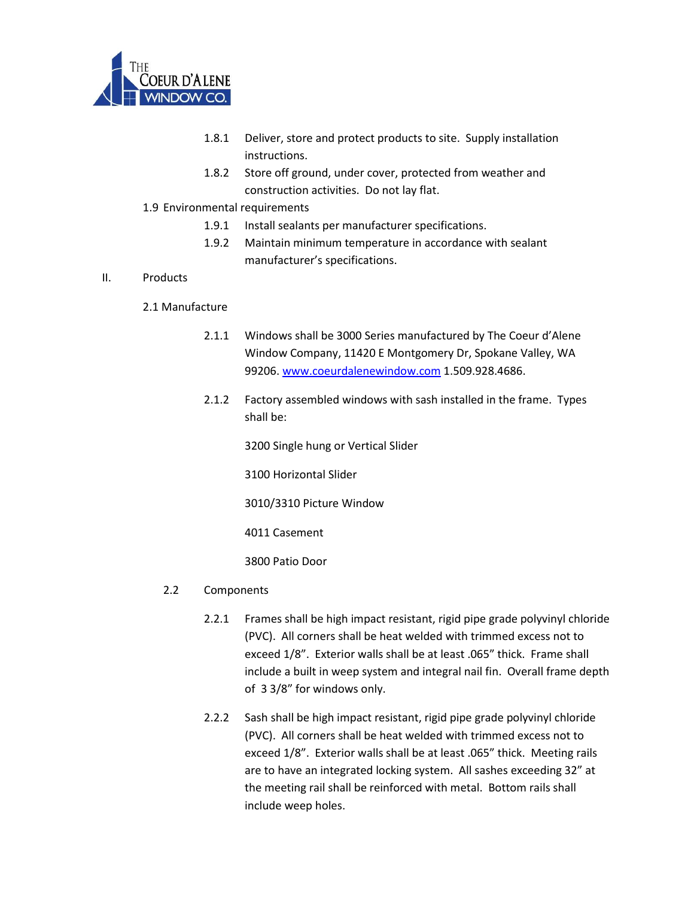1.8.1 Deliver, store and protect products to site. Supply installation instructions.

1.8.2 Store off ground, under cover, protected from weather and construction activities. Do not lay flat.

1.9 Environmental requirements

1.9.1 Install sealants per manufacturer specifications.

1.9.2 Maintain minimum temperature in accordance with sealant manufacturer's specifications.

## II. Products

### 2.1 Manufacture

2.1.1 Windows shall be 3000 Series manufactured by The Coeur d'Alene Window Company, 11420 E Montgomery Dr, Spokane Valley, WA 99206. [www.coeurdalenewindow.com](http://www.coeurdalenewindow.com) 1.509.928.4686.

2.1.2 Factory assembled windows with sash installed in the frame. Types shall be:

3200 Single hung or Vertical Slider

3100 Horizontal Slider

3010/3310 Picture Window

4011 Casement

3800 Patio Door

### 2.2 Components

2.2.1 Frames shall be high impact resistant, rigid pipe grade polyvinyl chloride (PVC). All corners shall be heat welded with trimmed excess not to exceed 1/8". Exterior walls shall be at least .065" thick. Frame shall include a built in weep system and integral nail fin. Overall frame depth of 3 3/8" for windows only.

2.2.2 Sash shall be high impact resistant, rigid pipe grade polyvinyl chloride (PVC). All corners shall be heat welded with trimmed excess not to exceed 1/8". Exterior walls shall be at least .065" thick. Meeting rails are to have an integrated locking system. All sashes exceeding 32" at the meeting rail shall be reinforced with metal. Bottom rails shall include weep holes.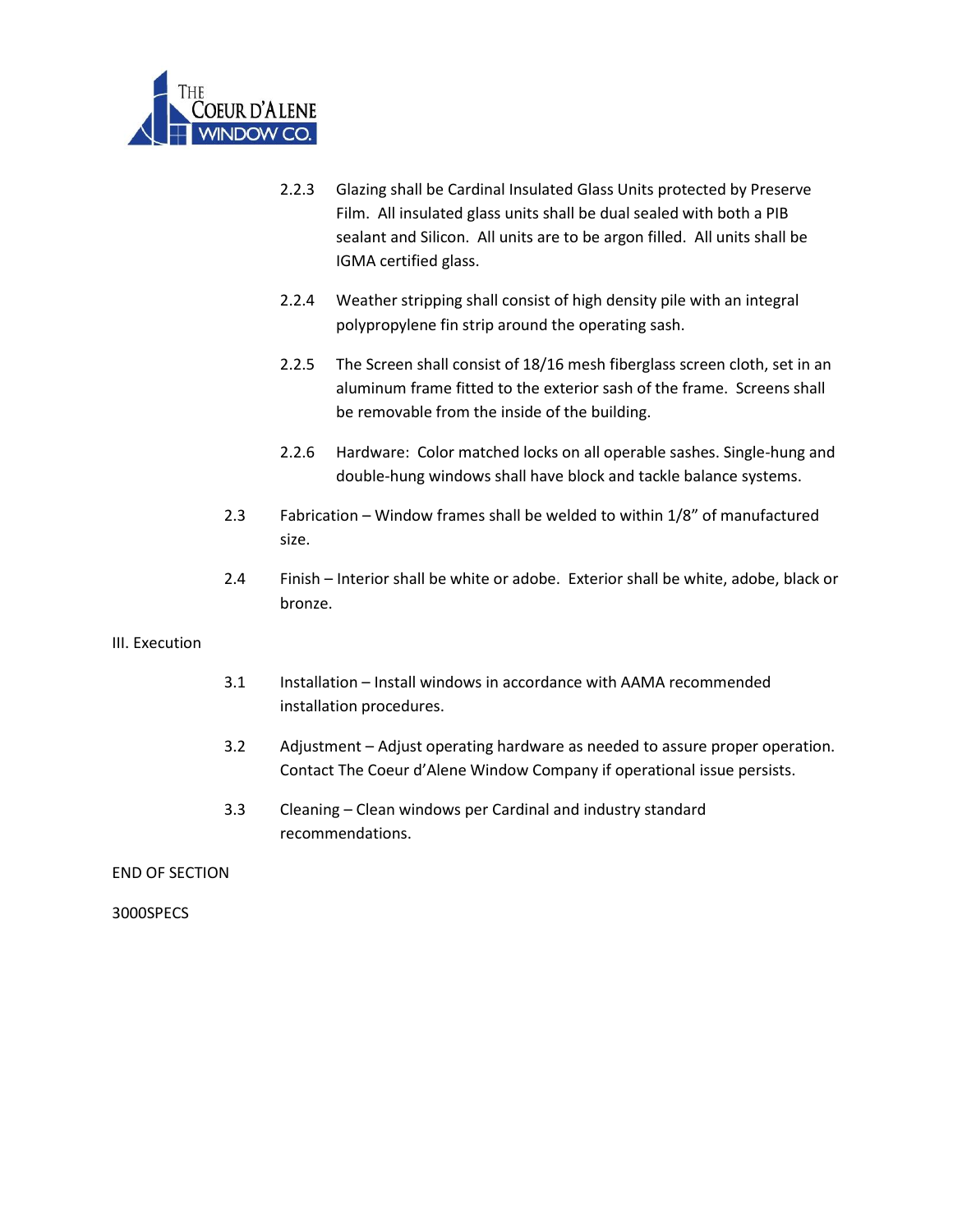2.2.3 Glazing shall be Cardinal Insulated Glass Units protected by Preserve Film. All insulated glass units shall be dual sealed with both a PIB sealant and Silicon. All units are to be argon filled. All units shall be IGMA certified glass.

2.2.4 Weather stripping shall consist of high density pile with an integral polypropylene fin strip around the operating sash.

2.2.5 The Screen shall consist of 18/16 mesh fiberglass screen cloth, set in an aluminum frame fitted to the exterior sash of the frame. Screens shall be removable from the inside of the building.

2.2.6 Hardware: Color matched locks on all operable sashes. Single-hung and double-hung windows shall have block and tackle balance systems.

2.3 Fabrication – Window frames shall be welded to within 1/8" of manufactured size.

2.4 Finish – Interior shall be white or adobe. Exterior shall be white, adobe, black or bronze.

## III. Execution

3.1 Installation – Install windows in accordance with AAMA recommended installation procedures.

3.2 Adjustment – Adjust operating hardware as needed to assure proper operation. Contact The Coeur d'Alene Window Company if operational issue persists.

3.3 Cleaning – Clean windows per Cardinal and industry standard recommendations.

END OF SECTION

3000SPECS